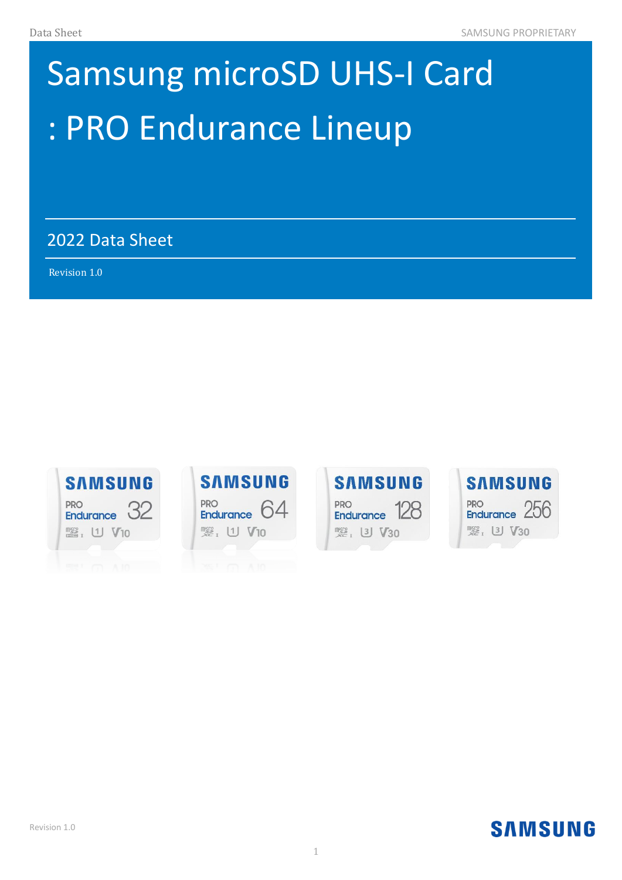# Samsung microSD UHS-I Card : PRO Endurance Lineup

## 2022 Data Sheet

Revision 1.0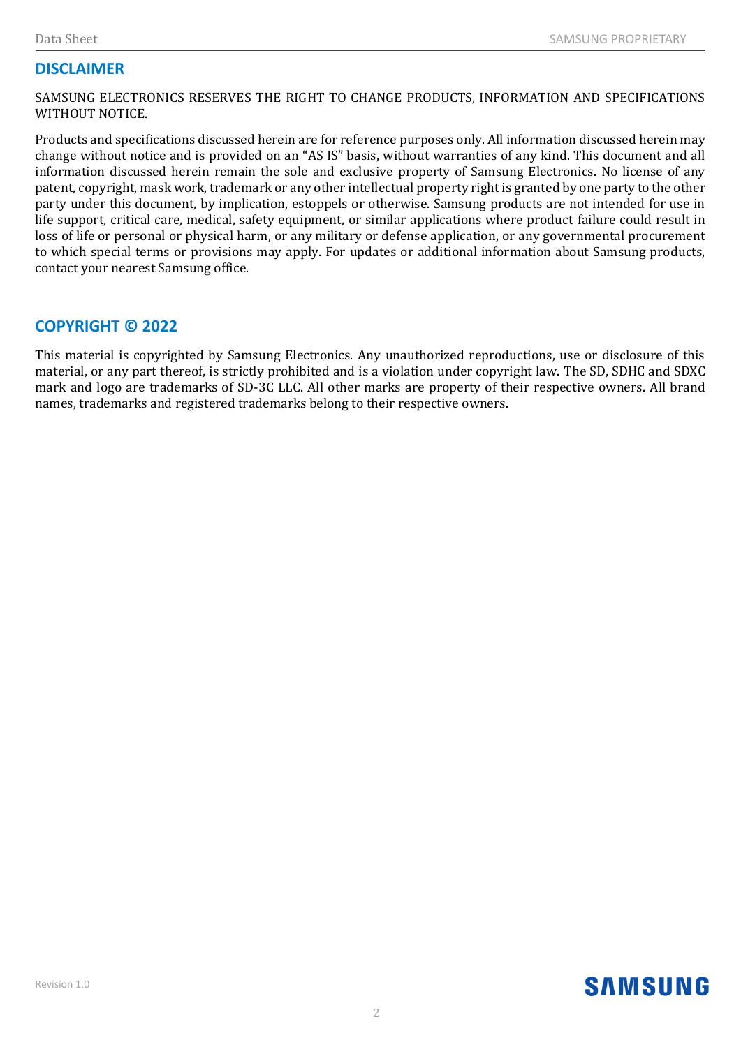## DISCLAIMER

SAMSUNG ELECTRONICS RESERVES THE RIGHT TO CHANGE PRODUCTS, INFORMATION AND SPECIFICATIONS WITHOUT NOTICE.

Products and specifications discussed herein are for reference purposes only. All information discussed herein may change without notice and is provided on an "AS IS" basis, without warranties of any kind. This document and all information discussed herein remain the sole and exclusive property of Samsung Electronics. No license of any patent, copyright, mask work, trademark or any other intellectual property right is granted by one party to the other party under this document, by implication, estoppels or otherwise. Samsung products are not intended for use in life support, critical care, medical, safety equipment, or similar applications where product failure could result in loss of life or personal or physical harm, or any military or defense application, or any governmental procurement to which special terms or provisions may apply. For updates or additional information about Samsung products, contact your nearest Samsung office.

## COPYRIGHT © 2022

This material is copyrighted by Samsung Electronics. Any unauthorized reproductions, use or disclosure of this material, or any part thereof, is strictly prohibited and is a violation under copyright law. The SD, SDHC and SDXC mark and logo are trademarks of SD-3C LLC. All other marks are property of their respective owners. All brand names, trademarks and registered trademarks belong to their respective owners.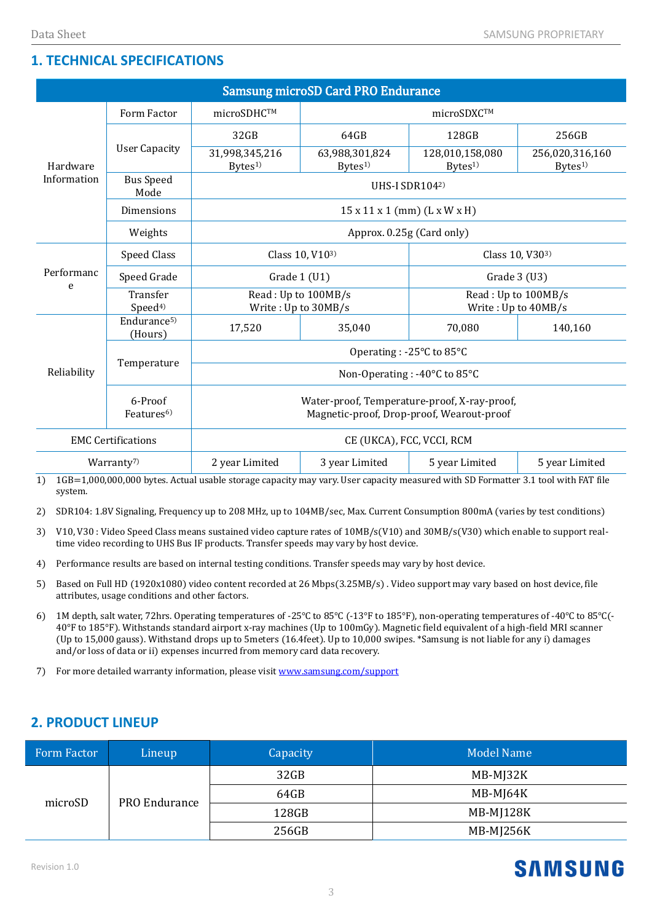## 1. TECHNICAL SPECIFICATIONS

| Samsung microSD Card PRO Endurance | | | | | |
|---|---|---|---|---|---|
| Hardware Information | Form Factor | microSDHC™ | microSDXC™ | | |
| | User Capacity | 32GB | 64GB | 128GB | 256GB |
| | | 31,998,345,216 Bytes[1] | 63,988,301,824 Bytes[1] | 128,010,158,080 Bytes[1] | 256,020,316,160 Bytes[1] |
| | Bus Speed Mode | UHS-I SDR104[2] | | | |
| | Dimensions | 15 x 11 x 1 (mm) (L x W x H) | | | |
| | Weights | Approx. 0.25g (Card only) | | | |
| Performance | Speed Class | Class 10, V10[3] | | Class 10, V30[3] | |
| | Speed Grade | Grade 1 (U1) | | Grade 3 (U3) | |
| | Transfer Speed[4] | Read : Up to 100MB/s<br>Write : Up to 30MB/s | | Read : Up to 100MB/s<br>Write : Up to 40MB/s | |
| Reliability | Endurance[5] (Hours) | 17,520 | 35,040 | 70,080 | 140,160 |
| | Temperature | Operating : -25°C to 85°C | | | |
| | | Non-Operating : -40°C to 85°C | | | |
| | 6-Proof Features[6] | Water-proof, Temperature-proof, X-ray-proof, Magnetic-proof, Drop-proof, Wearout-proof | | | |
| EMC Certifications | | CE (UKCA), FCC, VCCI, RCM | | | |
| Warranty[7] | | 2 year Limited | 3 year Limited | 5 year Limited | 5 year Limited |

1) 1GB=1,000,000,000 bytes. Actual usable storage capacity may vary. User capacity measured with SD Formatter 3.1 tool with FAT file system.

2) SDR104: 1.8V Signaling, Frequency up to 208 MHz, up to 104MB/sec, Max. Current Consumption 800mA (varies by test conditions)

3) V10, V30 : Video Speed Class means sustained video capture rates of 10MB/s(V10) and 30MB/s(V30) which enable to support real-time video recording to UHS Bus IF products. Transfer speeds may vary by host device.

4) Performance results are based on internal testing conditions. Transfer speeds may vary by host device.

5) Based on Full HD (1920x1080) video content recorded at 26 Mbps(3.25MB/s) . Video support may vary based on host device, file attributes, usage conditions and other factors.

6) 1M depth, salt water, 72hrs. Operating temperatures of -25°C to 85°C (-13°F to 185°F), non-operating temperatures of -40°C to 85°C(-40°F to 185°F). Withstands standard airport x-ray machines (Up to 100mGy). Magnetic field equivalent of a high-field MRI scanner (Up to 15,000 gauss). Withstand drops up to 5meters (16.4feet). Up to 10,000 swipes. *Samsung is not liable for any i) damages and/or loss of data or ii) expenses incurred from memory card data recovery.

7) For more detailed warranty information, please visit [www.samsung.com/support](http://www.samsung.com/support)

## 2. PRODUCT LINEUP

| Form Factor | Lineup | Capacity | Model Name |
|---|---|---|---|
| microSD | PRO Endurance | 32GB | MB-MJ32K |
| | | 64GB | MB-MJ64K |
| | | 128GB | MB-MJ128K |
| | | 256GB | MB-MJ256K |

Revision 1.0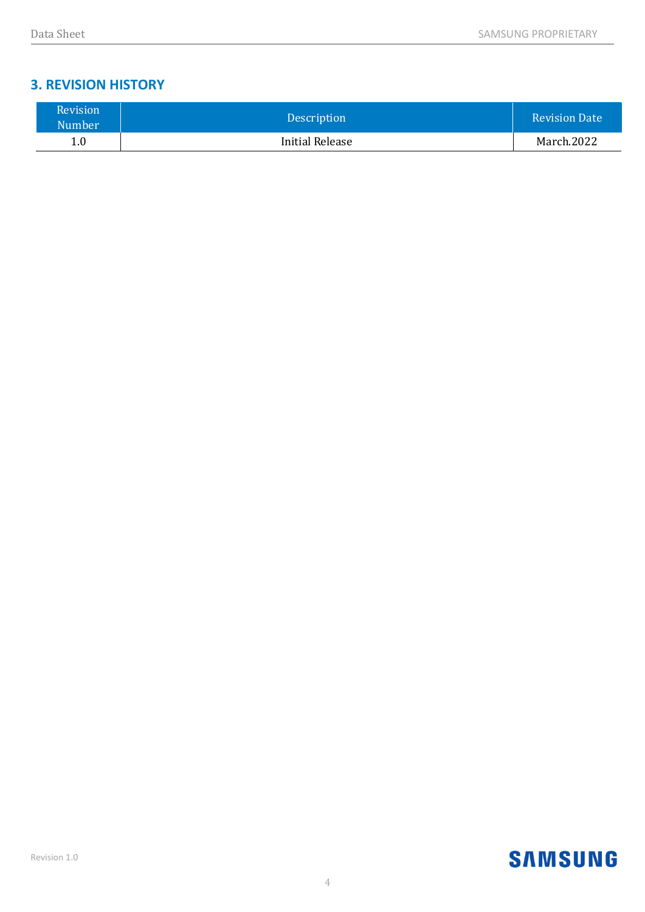## 3. REVISION HISTORY

| Revision Number | Description | Revision Date |
| --- | --- | --- |
| 1.0 | Initial Release | March.2022 |